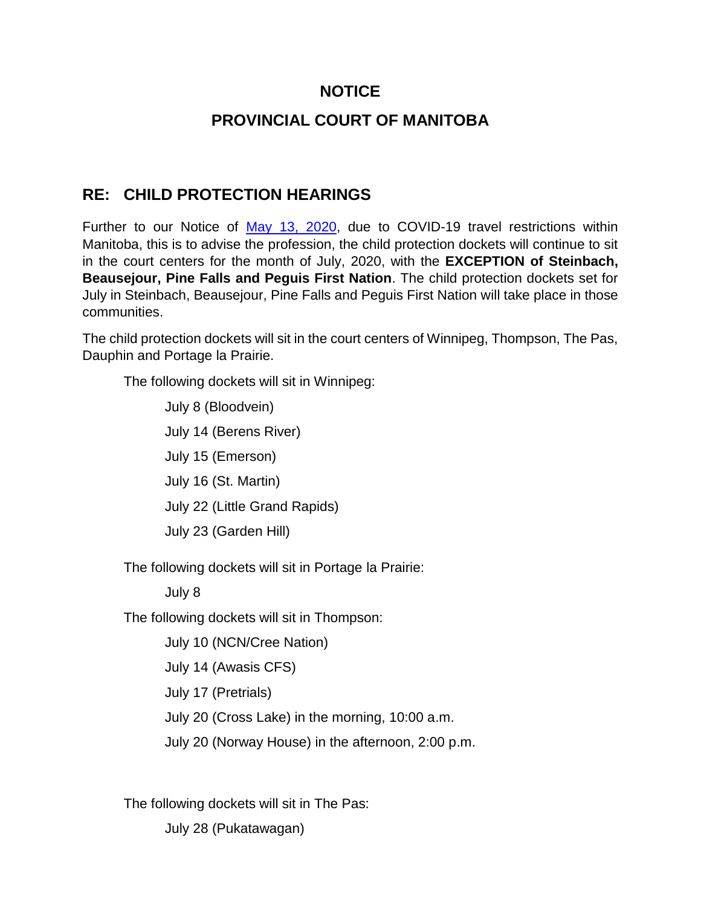# NOTICE

# PROVINCIAL COURT OF MANITOBA

## RE: CHILD PROTECTION HEARINGS

Further to our Notice of May 13, 2020, due to COVID-19 travel restrictions within Manitoba, this is to advise the profession, the child protection dockets will continue to sit in the court centers for the month of July, 2020, with the **EXCEPTION of Steinbach, Beausejour, Pine Falls and Peguis First Nation**. The child protection dockets set for July in Steinbach, Beausejour, Pine Falls and Peguis First Nation will take place in those communities.

The child protection dockets will sit in the court centers of Winnipeg, Thompson, The Pas, Dauphin and Portage la Prairie.

The following dockets will sit in Winnipeg:

- July 8 (Bloodvein)
- July 14 (Berens River)
- July 15 (Emerson)
- July 16 (St. Martin)
- July 22 (Little Grand Rapids)
- July 23 (Garden Hill)

The following dockets will sit in Portage la Prairie:

- July 8

The following dockets will sit in Thompson:

- July 10 (NCN/Cree Nation)
- July 14 (Awasis CFS)
- July 17 (Pretrials)
- July 20 (Cross Lake) in the morning, 10:00 a.m.
- July 20 (Norway House) in the afternoon, 2:00 p.m.

The following dockets will sit in The Pas:

- July 28 (Pukatawagan)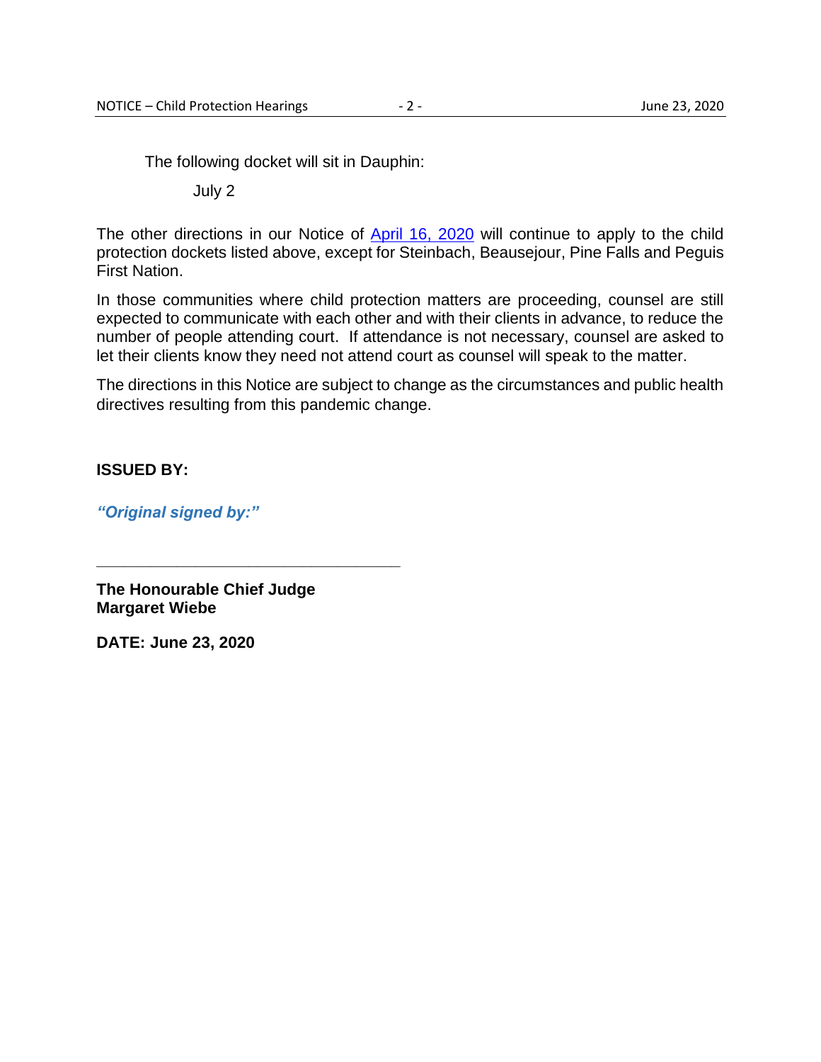The following docket will sit in Dauphin:

July 2

The other directions in our Notice of [April 16, 2020](April 16, 2020) will continue to apply to the child protection dockets listed above, except for Steinbach, Beausejour, Pine Falls and Peguis First Nation.

In those communities where child protection matters are proceeding, counsel are still expected to communicate with each other and with their clients in advance, to reduce the number of people attending court. If attendance is not necessary, counsel are asked to let their clients know they need not attend court as counsel will speak to the matter.

The directions in this Notice are subject to change as the circumstances and public health directives resulting from this pandemic change.

**ISSUED BY:**

***"Original signed by:"***

___________________________________

**The Honourable Chief Judge**
**Margaret Wiebe**

**DATE: June 23, 2020**